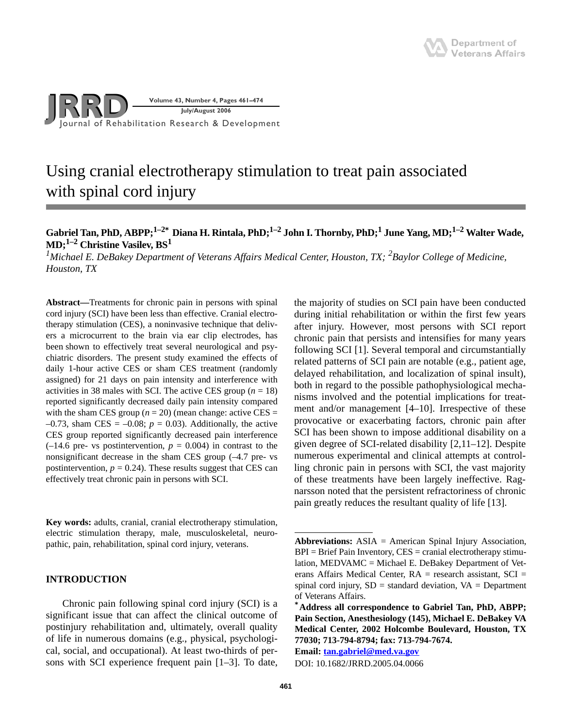# Using cranial electrotherapy stimulation to treat pain associated with spinal cord injury

**Gabriel Tan, PhD, ABPP;[1–2*] Diana H. Rintala, PhD;[1–2] John I. Thornby, PhD;[1] June Yang, MD;[1–2] Walter Wade, MD;[1–2] Christine Vasilev, BS[1]**

*[1]Michael E. DeBakey Department of Veterans Affairs Medical Center, Houston, TX; [2]Baylor College of Medicine, Houston, TX*

**Abstract—**Treatments for chronic pain in persons with spinal cord injury (SCI) have been less than effective. Cranial electrotherapy stimulation (CES), a noninvasive technique that delivers a microcurrent to the brain via ear clip electrodes, has been shown to effectively treat several neurological and psychiatric disorders. The present study examined the effects of daily 1-hour active CES or sham CES treatment (randomly assigned) for 21 days on pain intensity and interference with activities in 38 males with SCI. The active CES group ($n$ = 18) reported significantly decreased daily pain intensity compared with the sham CES group ($n$ = 20) (mean change: active CES = –0.73, sham CES = –0.08; $p$ = 0.03). Additionally, the active CES group reported significantly decreased pain interference (–14.6 pre- vs postintervention, $p$ = 0.004) in contrast to the nonsignificant decrease in the sham CES group (–4.7 pre- vs postintervention, $p$ = 0.24). These results suggest that CES can effectively treat chronic pain in persons with SCI.

**Key words:** adults, cranial, cranial electrotherapy stimulation, electric stimulation therapy, male, musculoskeletal, neuropathic, pain, rehabilitation, spinal cord injury, veterans.

## INTRODUCTION

Chronic pain following spinal cord injury (SCI) is a significant issue that can affect the clinical outcome of postinjury rehabilitation and, ultimately, overall quality of life in numerous domains (e.g., physical, psychological, social, and occupational). At least two-thirds of persons with SCI experience frequent pain [1–3]. To date, the majority of studies on SCI pain have been conducted during initial rehabilitation or within the first few years after injury. However, most persons with SCI report chronic pain that persists and intensifies for many years following SCI [1]. Several temporal and circumstantially related patterns of SCI pain are notable (e.g., patient age, delayed rehabilitation, and localization of spinal insult), both in regard to the possible pathophysiological mechanisms involved and the potential implications for treatment and/or management [4–10]. Irrespective of these provocative or exacerbating factors, chronic pain after SCI has been shown to impose additional disability on a given degree of SCI-related disability [2,11–12]. Despite numerous experimental and clinical attempts at controlling chronic pain in persons with SCI, the vast majority of these treatments have been largely ineffective. Ragnarsson noted that the persistent refractoriness of chronic pain greatly reduces the resultant quality of life [13].

---

**Abbreviations:** ASIA = American Spinal Injury Association, BPI = Brief Pain Inventory, CES = cranial electrotherapy stimulation, MEDVAMC = Michael E. DeBakey Department of Veterans Affairs Medical Center, RA = research assistant, SCI = spinal cord injury, SD = standard deviation, VA = Department of Veterans Affairs.

**\*Address all correspondence to Gabriel Tan, PhD, ABPP; Pain Section, Anesthesiology (145), Michael E. DeBakey VA Medical Center, 2002 Holcombe Boulevard, Houston, TX 77030; 713-794-8794; fax: 713-794-7674. Email: tan.gabriel@med.va.gov**

DOI: 10.1682/JRRD.2005.04.0066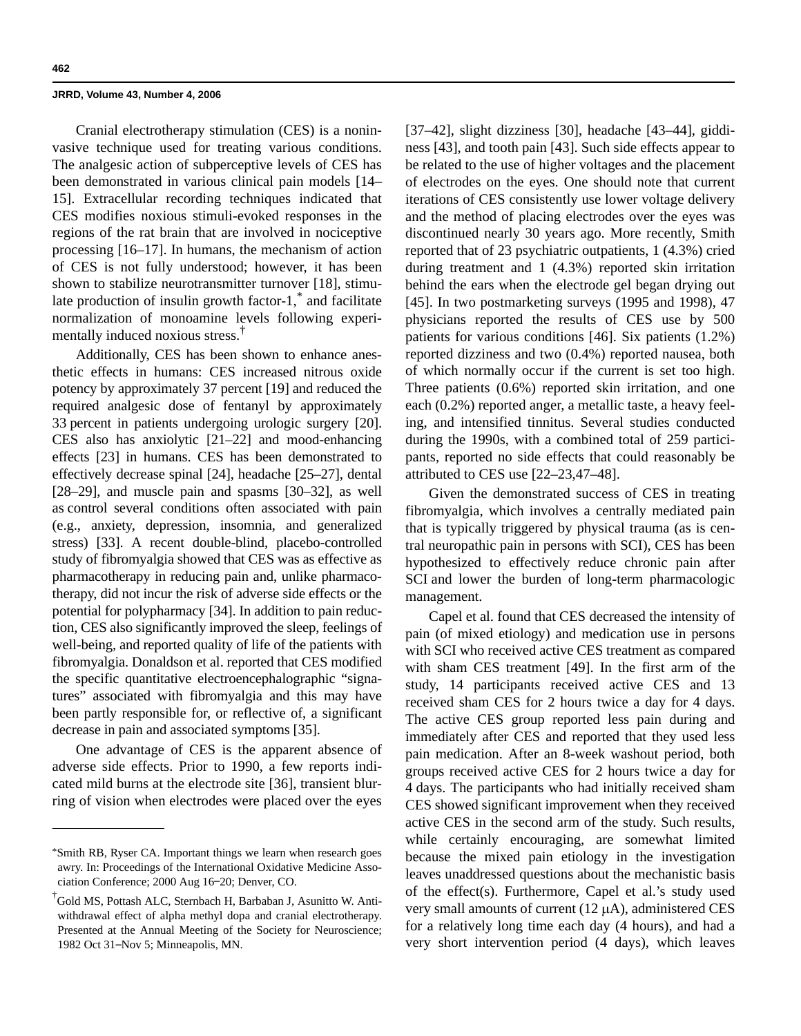Cranial electrotherapy stimulation (CES) is a noninvasive technique used for treating various conditions. The analgesic action of subperceptive levels of CES has been demonstrated in various clinical pain models [14–15]. Extracellular recording techniques indicated that CES modifies noxious stimuli-evoked responses in the regions of the rat brain that are involved in nociceptive processing [16–17]. In humans, the mechanism of action of CES is not fully understood; however, it has been shown to stabilize neurotransmitter turnover [18], stimulate production of insulin growth factor-1,[*] and facilitate normalization of monoamine levels following experimentally induced noxious stress.[†]

Additionally, CES has been shown to enhance anesthetic effects in humans: CES increased nitrous oxide potency by approximately 37 percent [19] and reduced the required analgesic dose of fentanyl by approximately 33 percent in patients undergoing urologic surgery [20]. CES also has anxiolytic [21–22] and mood-enhancing effects [23] in humans. CES has been demonstrated to effectively decrease spinal [24], headache [25–27], dental [28–29], and muscle pain and spasms [30–32], as well as control several conditions often associated with pain (e.g., anxiety, depression, insomnia, and generalized stress) [33]. A recent double-blind, placebo-controlled study of fibromyalgia showed that CES was as effective as pharmacotherapy in reducing pain and, unlike pharmacotherapy, did not incur the risk of adverse side effects or the potential for polypharmacy [34]. In addition to pain reduction, CES also significantly improved the sleep, feelings of well-being, and reported quality of life of the patients with fibromyalgia. Donaldson et al. reported that CES modified the specific quantitative electroencephalographic "signatures" associated with fibromyalgia and this may have been partly responsible for, or reflective of, a significant decrease in pain and associated symptoms [35].

One advantage of CES is the apparent absence of adverse side effects. Prior to 1990, a few reports indicated mild burns at the electrode site [36], transient blurring of vision when electrodes were placed over the eyes [37–42], slight dizziness [30], headache [43–44], giddiness [43], and tooth pain [43]. Such side effects appear to be related to the use of higher voltages and the placement of electrodes on the eyes. One should note that current iterations of CES consistently use lower voltage delivery and the method of placing electrodes over the eyes was discontinued nearly 30 years ago. More recently, Smith reported that of 23 psychiatric outpatients, 1 (4.3%) cried during treatment and 1 (4.3%) reported skin irritation behind the ears when the electrode gel began drying out [45]. In two postmarketing surveys (1995 and 1998), 47 physicians reported the results of CES use by 500 patients for various conditions [46]. Six patients (1.2%) reported dizziness and two (0.4%) reported nausea, both of which normally occur if the current is set too high. Three patients (0.6%) reported skin irritation, and one each (0.2%) reported anger, a metallic taste, a heavy feeling, and intensified tinnitus. Several studies conducted during the 1990s, with a combined total of 259 participants, reported no side effects that could reasonably be attributed to CES use [22–23,47–48].

Given the demonstrated success of CES in treating fibromyalgia, which involves a centrally mediated pain that is typically triggered by physical trauma (as is central neuropathic pain in persons with SCI), CES has been hypothesized to effectively reduce chronic pain after SCI and lower the burden of long-term pharmacologic management.

Capel et al. found that CES decreased the intensity of pain (of mixed etiology) and medication use in persons with SCI who received active CES treatment as compared with sham CES treatment [49]. In the first arm of the study, 14 participants received active CES and 13 received sham CES for 2 hours twice a day for 4 days. The active CES group reported less pain during and immediately after CES and reported that they used less pain medication. After an 8-week washout period, both groups received active CES for 2 hours twice a day for 4 days. The participants who had initially received sham CES showed significant improvement when they received active CES in the second arm of the study. Such results, while certainly encouraging, are somewhat limited because the mixed pain etiology in the investigation leaves unaddressed questions about the mechanistic basis of the effect(s). Furthermore, Capel et al.'s study used very small amounts of current (12 μA), administered CES for a relatively long time each day (4 hours), and had a very short intervention period (4 days), which leaves

[*] Smith RB, Ryser CA. Important things we learn when research goes awry. In: Proceedings of the International Oxidative Medicine Association Conference; 2000 Aug 16–20; Denver, CO.

[†] Gold MS, Pottash ALC, Sternbach H, Barbaban J, Asunitto W. Antiwithdrawal effect of alpha methyl dopa and cranial electrotherapy. Presented at the Annual Meeting of the Society for Neuroscience; 1982 Oct 31–Nov 5; Minneapolis, MN.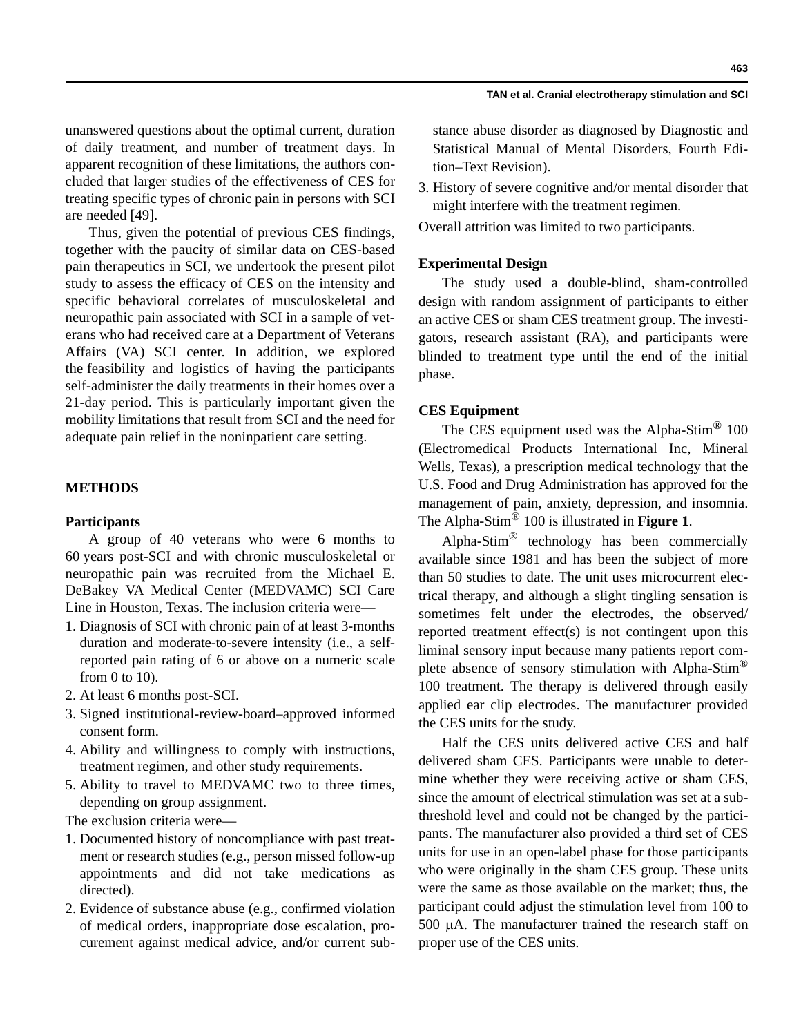unanswered questions about the optimal current, duration of daily treatment, and number of treatment days. In apparent recognition of these limitations, the authors concluded that larger studies of the effectiveness of CES for treating specific types of chronic pain in persons with SCI are needed [49].

Thus, given the potential of previous CES findings, together with the paucity of similar data on CES-based pain therapeutics in SCI, we undertook the present pilot study to assess the efficacy of CES on the intensity and specific behavioral correlates of musculoskeletal and neuropathic pain associated with SCI in a sample of veterans who had received care at a Department of Veterans Affairs (VA) SCI center. In addition, we explored the feasibility and logistics of having the participants self-administer the daily treatments in their homes over a 21-day period. This is particularly important given the mobility limitations that result from SCI and the need for adequate pain relief in the noninpatient care setting.

## METHODS

### Participants

A group of 40 veterans who were 6 months to 60 years post-SCI and with chronic musculoskeletal or neuropathic pain was recruited from the Michael E. DeBakey VA Medical Center (MEDVAMC) SCI Care Line in Houston, Texas. The inclusion criteria were—

1. Diagnosis of SCI with chronic pain of at least 3-months duration and moderate-to-severe intensity (i.e., a self-reported pain rating of 6 or above on a numeric scale from 0 to 10).
2. At least 6 months post-SCI.
3. Signed institutional-review-board–approved informed consent form.
4. Ability and willingness to comply with instructions, treatment regimen, and other study requirements.
5. Ability to travel to MEDVAMC two to three times, depending on group assignment.

The exclusion criteria were—

1. Documented history of noncompliance with past treatment or research studies (e.g., person missed follow-up appointments and did not take medications as directed).
2. Evidence of substance abuse (e.g., confirmed violation of medical orders, inappropriate dose escalation, procurement against medical advice, and/or current substance abuse disorder as diagnosed by Diagnostic and Statistical Manual of Mental Disorders, Fourth Edition–Text Revision).
3. History of severe cognitive and/or mental disorder that might interfere with the treatment regimen.

Overall attrition was limited to two participants.

### Experimental Design

The study used a double-blind, sham-controlled design with random assignment of participants to either an active CES or sham CES treatment group. The investigators, research assistant (RA), and participants were blinded to treatment type until the end of the initial phase.

### CES Equipment

The CES equipment used was the Alpha-Stim® 100 (Electromedical Products International Inc, Mineral Wells, Texas), a prescription medical technology that the U.S. Food and Drug Administration has approved for the management of pain, anxiety, depression, and insomnia. The Alpha-Stim® 100 is illustrated in **Figure 1**.

Alpha-Stim® technology has been commercially available since 1981 and has been the subject of more than 50 studies to date. The unit uses microcurrent electrical therapy, and although a slight tingling sensation is sometimes felt under the electrodes, the observed/reported treatment effect(s) is not contingent upon this liminal sensory input because many patients report complete absence of sensory stimulation with Alpha-Stim® 100 treatment. The therapy is delivered through easily applied ear clip electrodes. The manufacturer provided the CES units for the study.

Half the CES units delivered active CES and half delivered sham CES. Participants were unable to determine whether they were receiving active or sham CES, since the amount of electrical stimulation was set at a subthreshold level and could not be changed by the participants. The manufacturer also provided a third set of CES units for use in an open-label phase for those participants who were originally in the sham CES group. These units were the same as those available on the market; thus, the participant could adjust the stimulation level from 100 to 500 μA. The manufacturer trained the research staff on proper use of the CES units.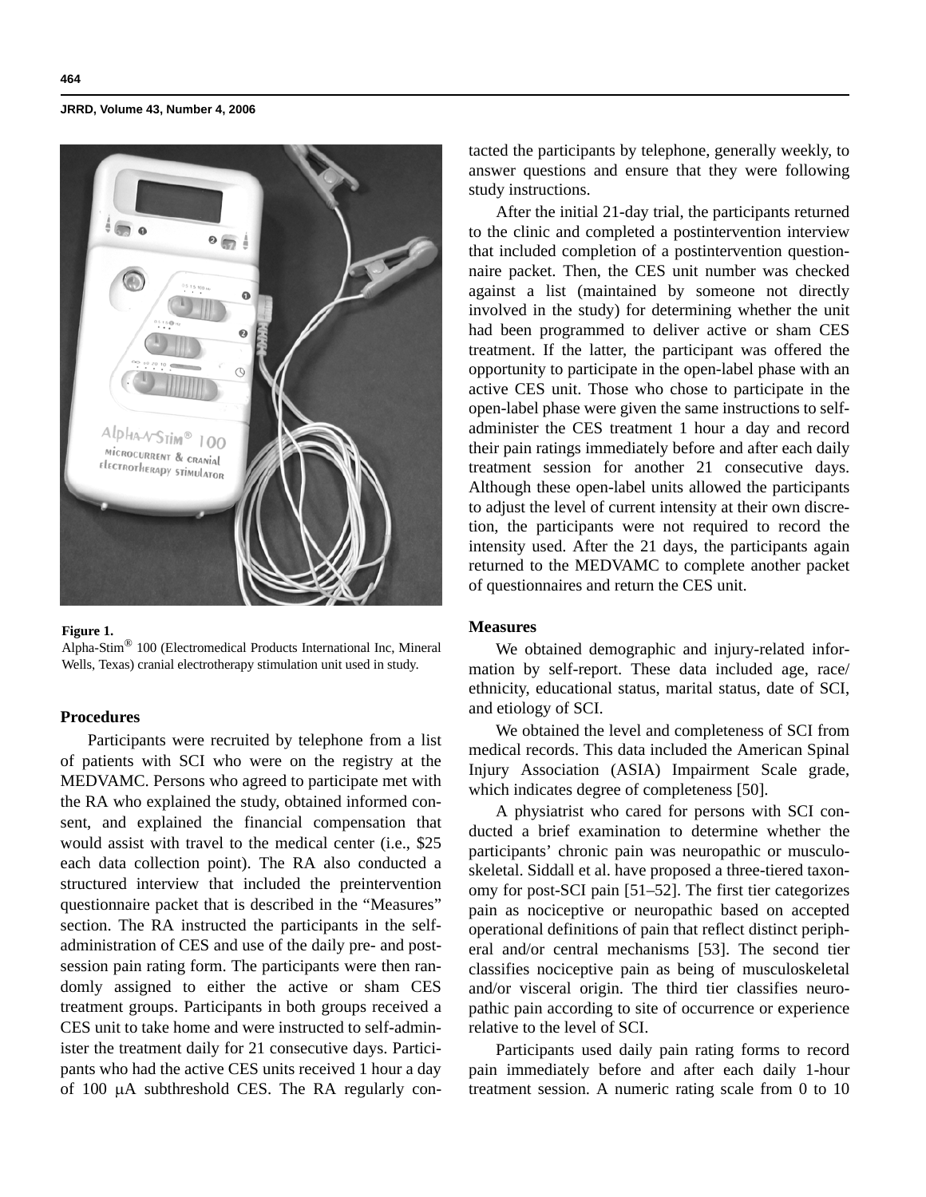Figure 1.
Alpha-Stim® 100 (Electromedical Products International Inc, Mineral Wells, Texas) cranial electrotherapy stimulation unit used in study.

### Procedures

Participants were recruited by telephone from a list of patients with SCI who were on the registry at the MEDVAMC. Persons who agreed to participate met with the RA who explained the study, obtained informed consent, and explained the financial compensation that would assist with travel to the medical center (i.e., $25 each data collection point). The RA also conducted a structured interview that included the preintervention questionnaire packet that is described in the "Measures" section. The RA instructed the participants in the self-administration of CES and use of the daily pre- and post-session pain rating form. The participants were then randomly assigned to either the active or sham CES treatment groups. Participants in both groups received a CES unit to take home and were instructed to self-administer the treatment daily for 21 consecutive days. Participants who had the active CES units received 1 hour a day of 100 μA subthreshold CES. The RA regularly contacted the participants by telephone, generally weekly, to answer questions and ensure that they were following study instructions.

After the initial 21-day trial, the participants returned to the clinic and completed a postintervention interview that included completion of a postintervention questionnaire packet. Then, the CES unit number was checked against a list (maintained by someone not directly involved in the study) for determining whether the unit had been programmed to deliver active or sham CES treatment. If the latter, the participant was offered the opportunity to participate in the open-label phase with an active CES unit. Those who chose to participate in the open-label phase were given the same instructions to self-administer the CES treatment 1 hour a day and record their pain ratings immediately before and after each daily treatment session for another 21 consecutive days. Although these open-label units allowed the participants to adjust the level of current intensity at their own discretion, the participants were not required to record the intensity used. After the 21 days, the participants again returned to the MEDVAMC to complete another packet of questionnaires and return the CES unit.

### Measures

We obtained demographic and injury-related information by self-report. These data included age, race/ethnicity, educational status, marital status, date of SCI, and etiology of SCI.

We obtained the level and completeness of SCI from medical records. This data included the American Spinal Injury Association (ASIA) Impairment Scale grade, which indicates degree of completeness [50].

A physiatrist who cared for persons with SCI conducted a brief examination to determine whether the participants' chronic pain was neuropathic or musculoskeletal. Siddall et al. have proposed a three-tiered taxonomy for post-SCI pain [51–52]. The first tier categorizes pain as nociceptive or neuropathic based on accepted operational definitions of pain that reflect distinct peripheral and/or central mechanisms [53]. The second tier classifies nociceptive pain as being of musculoskeletal and/or visceral origin. The third tier classifies neuropathic pain according to site of occurrence or experience relative to the level of SCI.

Participants used daily pain rating forms to record pain immediately before and after each daily 1-hour treatment session. A numeric rating scale from 0 to 10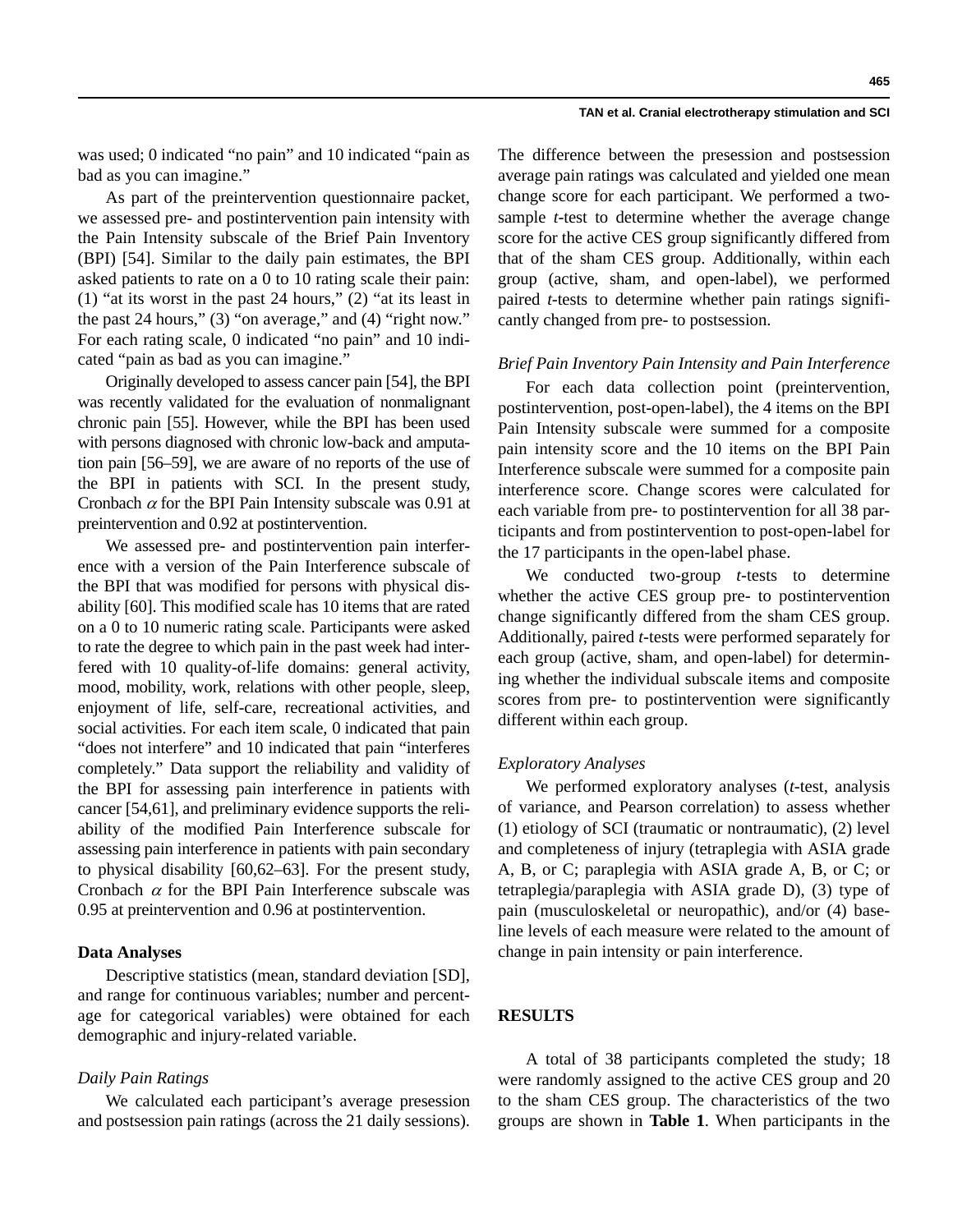was used; 0 indicated "no pain" and 10 indicated "pain as bad as you can imagine."

As part of the preintervention questionnaire packet, we assessed pre- and postintervention pain intensity with the Pain Intensity subscale of the Brief Pain Inventory (BPI) [54]. Similar to the daily pain estimates, the BPI asked patients to rate on a 0 to 10 rating scale their pain: (1) "at its worst in the past 24 hours," (2) "at its least in the past 24 hours," (3) "on average," and (4) "right now." For each rating scale, 0 indicated "no pain" and 10 indicated "pain as bad as you can imagine."

Originally developed to assess cancer pain [54], the BPI was recently validated for the evaluation of nonmalignant chronic pain [55]. However, while the BPI has been used with persons diagnosed with chronic low-back and amputation pain [56–59], we are aware of no reports of the use of the BPI in patients with SCI. In the present study, Cronbach $\alpha$ for the BPI Pain Intensity subscale was 0.91 at preintervention and 0.92 at postintervention.

We assessed pre- and postintervention pain interference with a version of the Pain Interference subscale of the BPI that was modified for persons with physical disability [60]. This modified scale has 10 items that are rated on a 0 to 10 numeric rating scale. Participants were asked to rate the degree to which pain in the past week had interfered with 10 quality-of-life domains: general activity, mood, mobility, work, relations with other people, sleep, enjoyment of life, self-care, recreational activities, and social activities. For each item scale, 0 indicated that pain "does not interfere" and 10 indicated that pain "interferes completely." Data support the reliability and validity of the BPI for assessing pain interference in patients with cancer [54,61], and preliminary evidence supports the reliability of the modified Pain Interference subscale for assessing pain interference in patients with pain secondary to physical disability [60,62–63]. For the present study, Cronbach $\alpha$ for the BPI Pain Interference subscale was 0.95 at preintervention and 0.96 at postintervention.

## Data Analyses

Descriptive statistics (mean, standard deviation [SD], and range for continuous variables; number and percentage for categorical variables) were obtained for each demographic and injury-related variable.

### *Daily Pain Ratings*

We calculated each participant's average presession and postsession pain ratings (across the 21 daily sessions). The difference between the presession and postsession average pain ratings was calculated and yielded one mean change score for each participant. We performed a two-sample *t*-test to determine whether the average change score for the active CES group significantly differed from that of the sham CES group. Additionally, within each group (active, sham, and open-label), we performed paired *t*-tests to determine whether pain ratings significantly changed from pre- to postsession.

### *Brief Pain Inventory Pain Intensity and Pain Interference*

For each data collection point (preintervention, postintervention, post-open-label), the 4 items on the BPI Pain Intensity subscale were summed for a composite pain intensity score and the 10 items on the BPI Pain Interference subscale were summed for a composite pain interference score. Change scores were calculated for each variable from pre- to postintervention for all 38 participants and from postintervention to post-open-label for the 17 participants in the open-label phase.

We conducted two-group *t*-tests to determine whether the active CES group pre- to postintervention change significantly differed from the sham CES group. Additionally, paired *t*-tests were performed separately for each group (active, sham, and open-label) for determining whether the individual subscale items and composite scores from pre- to postintervention were significantly different within each group.

### *Exploratory Analyses*

We performed exploratory analyses (*t*-test, analysis of variance, and Pearson correlation) to assess whether (1) etiology of SCI (traumatic or nontraumatic), (2) level and completeness of injury (tetraplegia with ASIA grade A, B, or C; paraplegia with ASIA grade A, B, or C; or tetraplegia/paraplegia with ASIA grade D), (3) type of pain (musculoskeletal or neuropathic), and/or (4) baseline levels of each measure were related to the amount of change in pain intensity or pain interference.

## RESULTS

A total of 38 participants completed the study; 18 were randomly assigned to the active CES group and 20 to the sham CES group. The characteristics of the two groups are shown in **Table 1**. When participants in the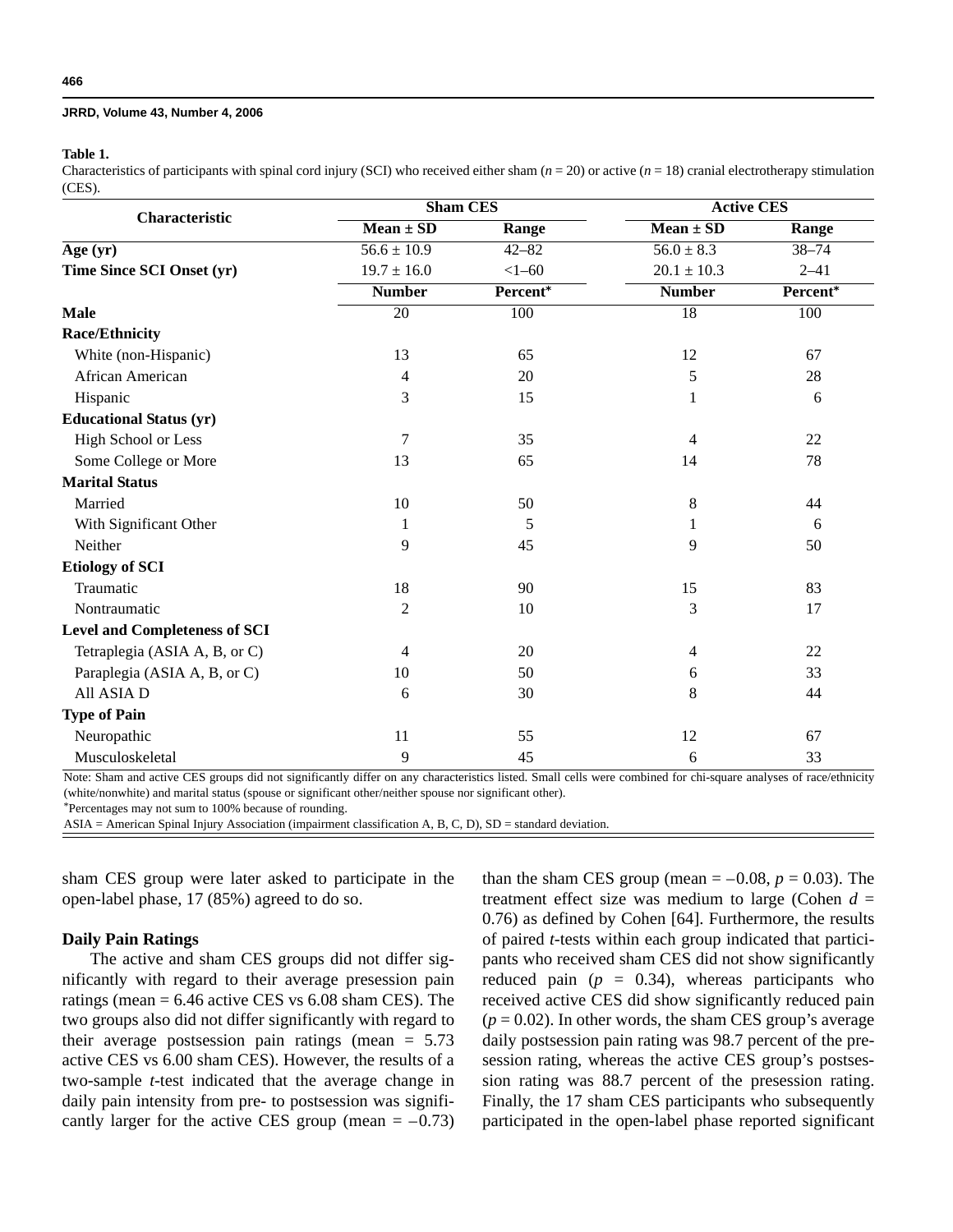**Table 1.**

Characteristics of participants with spinal cord injury (SCI) who received either sham ($n = 20$) or active ($n = 18$) cranial electrotherapy stimulation (CES).

| Characteristic | Sham CES | | Active CES | |
|---|---|---|---|---|
| | Mean ± SD | Range | Mean ± SD | Range |
| **Age (yr)** | 56.6 ± 10.9 | 42–82 | 56.0 ± 8.3 | 38–74 |
| **Time Since SCI Onset (yr)** | 19.7 ± 16.0 | <1–60 | 20.1 ± 10.3 | 2–41 |
| | **Number** | **Percent*** | **Number** | **Percent*** |
| **Male** | 20 | 100 | 18 | 100 |
| **Race/Ethnicity** | | | | |
| White (non-Hispanic) | 13 | 65 | 12 | 67 |
| African American | 4 | 20 | 5 | 28 |
| Hispanic | 3 | 15 | 1 | 6 |
| **Educational Status (yr)** | | | | |
| High School or Less | 7 | 35 | 4 | 22 |
| Some College or More | 13 | 65 | 14 | 78 |
| **Marital Status** | | | | |
| Married | 10 | 50 | 8 | 44 |
| With Significant Other | 1 | 5 | 1 | 6 |
| Neither | 9 | 45 | 9 | 50 |
| **Etiology of SCI** | | | | |
| Traumatic | 18 | 90 | 15 | 83 |
| Nontraumatic | 2 | 10 | 3 | 17 |
| **Level and Completeness of SCI** | | | | |
| Tetraplegia (ASIA A, B, or C) | 4 | 20 | 4 | 22 |
| Paraplegia (ASIA A, B, or C) | 10 | 50 | 6 | 33 |
| All ASIA D | 6 | 30 | 8 | 44 |
| **Type of Pain** | | | | |
| Neuropathic | 11 | 55 | 12 | 67 |
| Musculoskeletal | 9 | 45 | 6 | 33 |

Note: Sham and active CES groups did not significantly differ on any characteristics listed. Small cells were combined for chi-square analyses of race/ethnicity (white/nonwhite) and marital status (spouse or significant other/neither spouse nor significant other).

*Percentages may not sum to 100% because of rounding.

ASIA = American Spinal Injury Association (impairment classification A, B, C, D), SD = standard deviation.

sham CES group were later asked to participate in the open-label phase, 17 (85%) agreed to do so.

### Daily Pain Ratings

The active and sham CES groups did not differ significantly with regard to their average presession pain ratings (mean = 6.46 active CES vs 6.08 sham CES). The two groups also did not differ significantly with regard to their average postsession pain ratings (mean = 5.73 active CES vs 6.00 sham CES). However, the results of a two-sample *t*-test indicated that the average change in daily pain intensity from pre- to postsession was significantly larger for the active CES group (mean = –0.73) than the sham CES group (mean = –0.08, $p = 0.03$). The treatment effect size was medium to large (Cohen $d = 0.76$) as defined by Cohen [64]. Furthermore, the results of paired *t*-tests within each group indicated that participants who received sham CES did not show significantly reduced pain ($p = 0.34$), whereas participants who received active CES did show significantly reduced pain ($p = 0.02$). In other words, the sham CES group's average daily postsession pain rating was 98.7 percent of the presession rating, whereas the active CES group's postsession rating was 88.7 percent of the presession rating. Finally, the 17 sham CES participants who subsequently participated in the open-label phase reported significant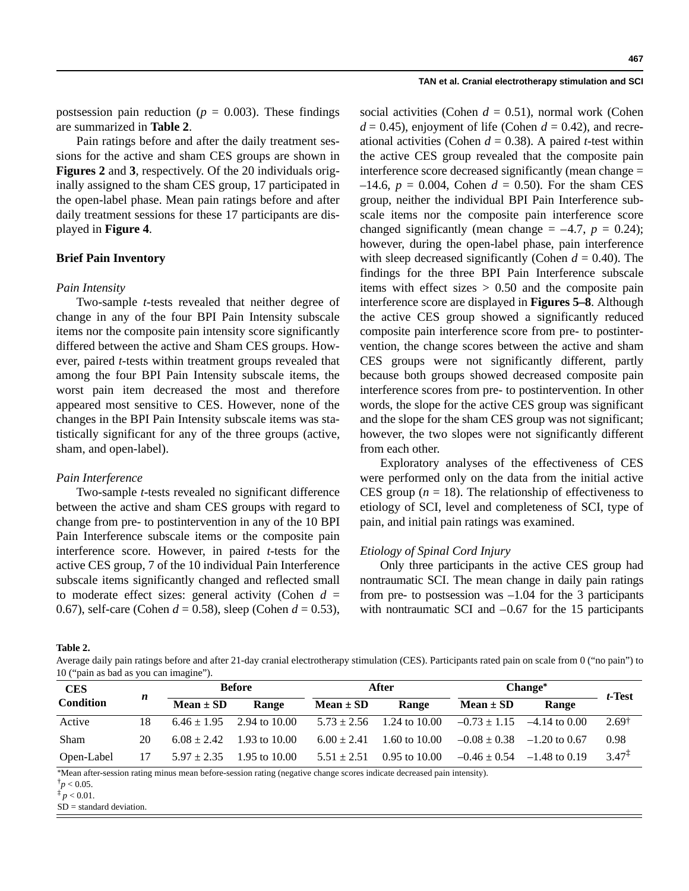postsession pain reduction ($p$ = 0.003). These findings are summarized in **Table 2**.

Pain ratings before and after the daily treatment sessions for the active and sham CES groups are shown in **Figures 2** and **3**, respectively. Of the 20 individuals originally assigned to the sham CES group, 17 participated in the open-label phase. Mean pain ratings before and after daily treatment sessions for these 17 participants are displayed in **Figure 4**.

### Brief Pain Inventory

#### *Pain Intensity*

Two-sample *t*-tests revealed that neither degree of change in any of the four BPI Pain Intensity subscale items nor the composite pain intensity score significantly differed between the active and Sham CES groups. However, paired *t*-tests within treatment groups revealed that among the four BPI Pain Intensity subscale items, the worst pain item decreased the most and therefore appeared most sensitive to CES. However, none of the changes in the BPI Pain Intensity subscale items was statistically significant for any of the three groups (active, sham, and open-label).

#### *Pain Interference*

Two-sample *t*-tests revealed no significant difference between the active and sham CES groups with regard to change from pre- to postintervention in any of the 10 BPI Pain Interference subscale items or the composite pain interference score. However, in paired *t*-tests for the active CES group, 7 of the 10 individual Pain Interference subscale items significantly changed and reflected small to moderate effect sizes: general activity (Cohen $d$ = 0.67), self-care (Cohen $d$ = 0.58), sleep (Cohen $d$ = 0.53), social activities (Cohen $d$ = 0.51), normal work (Cohen $d$ = 0.45), enjoyment of life (Cohen $d$ = 0.42), and recreational activities (Cohen $d$ = 0.38). A paired *t*-test within the active CES group revealed that the composite pain interference score decreased significantly (mean change = –14.6, $p$ = 0.004, Cohen $d$ = 0.50). For the sham CES group, neither the individual BPI Pain Interference subscale items nor the composite pain interference score changed significantly (mean change = –4.7, $p$ = 0.24); however, during the open-label phase, pain interference with sleep decreased significantly (Cohen $d$ = 0.40). The findings for the three BPI Pain Interference subscale items with effect sizes > 0.50 and the composite pain interference score are displayed in **Figures 5–8**. Although the active CES group showed a significantly reduced composite pain interference score from pre- to postintervention, the change scores between the active and sham CES groups were not significantly different, partly because both groups showed decreased composite pain interference scores from pre- to postintervention. In other words, the slope for the active CES group was significant and the slope for the sham CES group was not significant; however, the two slopes were not significantly different from each other.

Exploratory analyses of the effectiveness of CES were performed only on the data from the initial active CES group ($n$ = 18). The relationship of effectiveness to etiology of SCI, level and completeness of SCI, type of pain, and initial pain ratings was examined.

#### *Etiology of Spinal Cord Injury*

Only three participants in the active CES group had nontraumatic SCI. The mean change in daily pain ratings from pre- to postsession was –1.04 for the 3 participants with nontraumatic SCI and –0.67 for the 15 participants

**Table 2.**
Average daily pain ratings before and after 21-day cranial electrotherapy stimulation (CES). Participants rated pain on scale from 0 ("no pain") to 10 ("pain as bad as you can imagine").

| CES Condition | *n* | Before | | After | | Change* | | *t*-Test |
|---|---|---|---|---|---|---|---|---|
| | | Mean ± SD | Range | Mean ± SD | Range | Mean ± SD | Range | |
| Active | 18 | 6.46 ± 1.95 | 2.94 to 10.00 | 5.73 ± 2.56 | 1.24 to 10.00 | –0.73 ± 1.15 | –4.14 to 0.00 | 2.69† |
| Sham | 20 | 6.08 ± 2.42 | 1.93 to 10.00 | 6.00 ± 2.41 | 1.60 to 10.00 | –0.08 ± 0.38 | –1.20 to 0.67 | 0.98 |
| Open-Label | 17 | 5.97 ± 2.35 | 1.95 to 10.00 | 5.51 ± 2.51 | 0.95 to 10.00 | –0.46 ± 0.54 | –1.48 to 0.19 | 3.47‡ |

*Mean after-session rating minus mean before-session rating (negative change scores indicate decreased pain intensity).
†$p < 0.05$.
‡$p < 0.01$.
SD = standard deviation.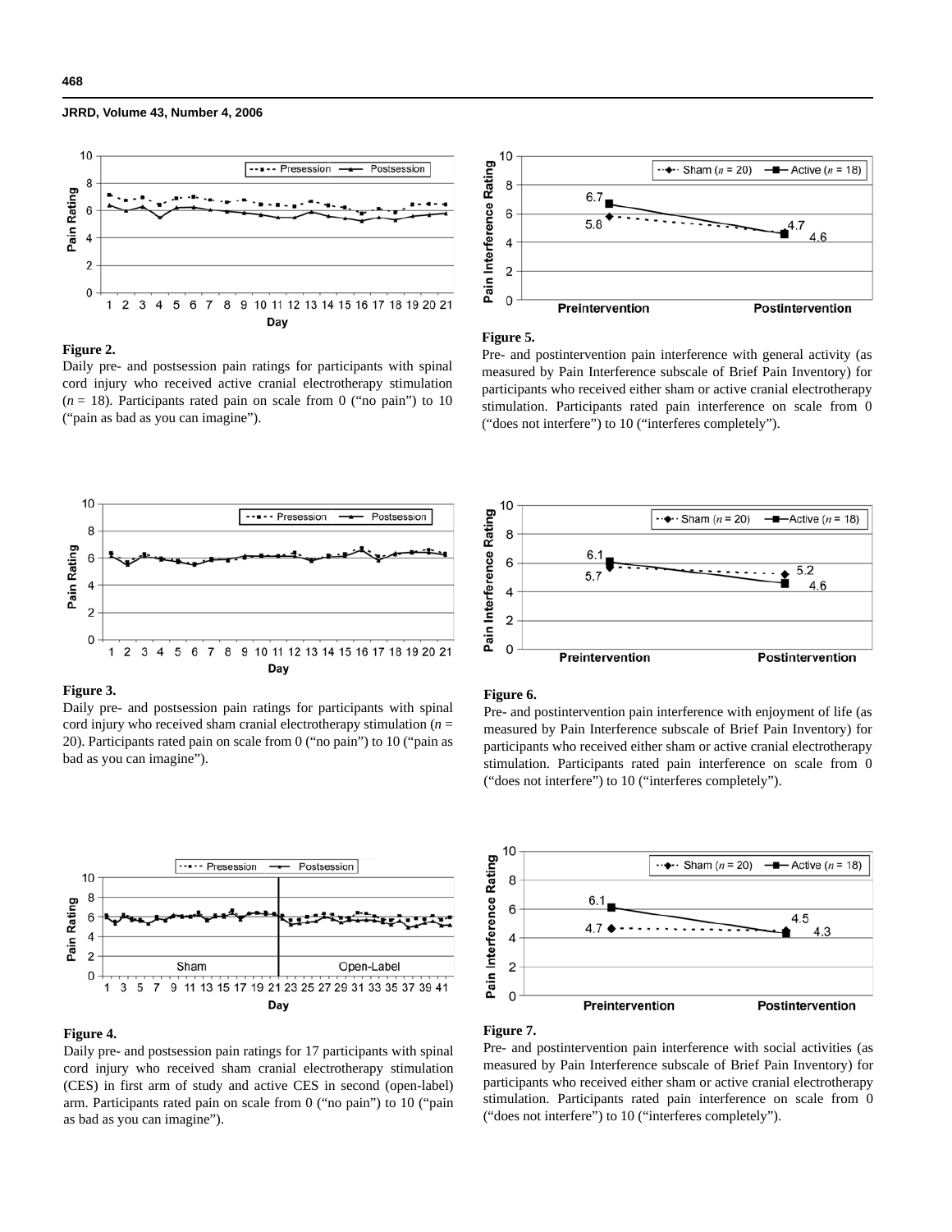10
8
6
4
2
0

Pain Rating

Presession Postsession

1 2 3 4 5 6 7 8 9 10 11 12 13 14 15 16 17 18 19 20 21

Day

**Figure 2.**

Daily pre- and postsession pain ratings for participants with spinal cord injury who received active cranial electrotherapy stimulation ($n$ = 18). Participants rated pain on scale from 0 ("no pain") to 10 ("pain as bad as you can imagine").

10
8
6
4
2
0

Pain Interference Rating

Sham ($n$ = 20) Active ($n$ = 18)

6.7
5.8
4.7
4.6

Preintervention Postintervention

**Figure 5.**

Pre- and postintervention pain interference with general activity (as measured by Pain Interference subscale of Brief Pain Inventory) for participants who received either sham or active cranial electrotherapy stimulation. Participants rated pain interference on scale from 0 ("does not interfere") to 10 ("interferes completely").

10
8
6
4
2
0

Pain Rating

Presession Postsession

1 2 3 4 5 6 7 8 9 10 11 12 13 14 15 16 17 18 19 20 21

Day

**Figure 3.**

Daily pre- and postsession pain ratings for participants with spinal cord injury who received sham cranial electrotherapy stimulation ($n$ = 20). Participants rated pain on scale from 0 ("no pain") to 10 ("pain as bad as you can imagine").

10
8
6
4
2
0

Pain Interference Rating

Sham ($n$ = 20) Active ($n$ = 18)

6.1
5.7
5.2
4.6

Preintervention Postintervention

**Figure 6.**

Pre- and postintervention pain interference with enjoyment of life (as measured by Pain Interference subscale of Brief Pain Inventory) for participants who received either sham or active cranial electrotherapy stimulation. Participants rated pain interference on scale from 0 ("does not interfere") to 10 ("interferes completely").

10
8
6
4
2
0

Pain Rating

Presession Postsession

Sham Open-Label

1 3 5 7 9 11 13 15 17 19 21 23 25 27 29 31 33 35 37 39 41

Day

**Figure 4.**

Daily pre- and postsession pain ratings for 17 participants with spinal cord injury who received sham cranial electrotherapy stimulation (CES) in first arm of study and active CES in second (open-label) arm. Participants rated pain on scale from 0 ("no pain") to 10 ("pain as bad as you can imagine").

10
8
6
4
2
0

Pain Interference Rating

Sham ($n$ = 20) Active ($n$ = 18)

6.1
4.7
4.5
4.3

Preintervention Postintervention

**Figure 7.**

Pre- and postintervention pain interference with social activities (as measured by Pain Interference subscale of Brief Pain Inventory) for participants who received either sham or active cranial electrotherapy stimulation. Participants rated pain interference on scale from 0 ("does not interfere") to 10 ("interferes completely").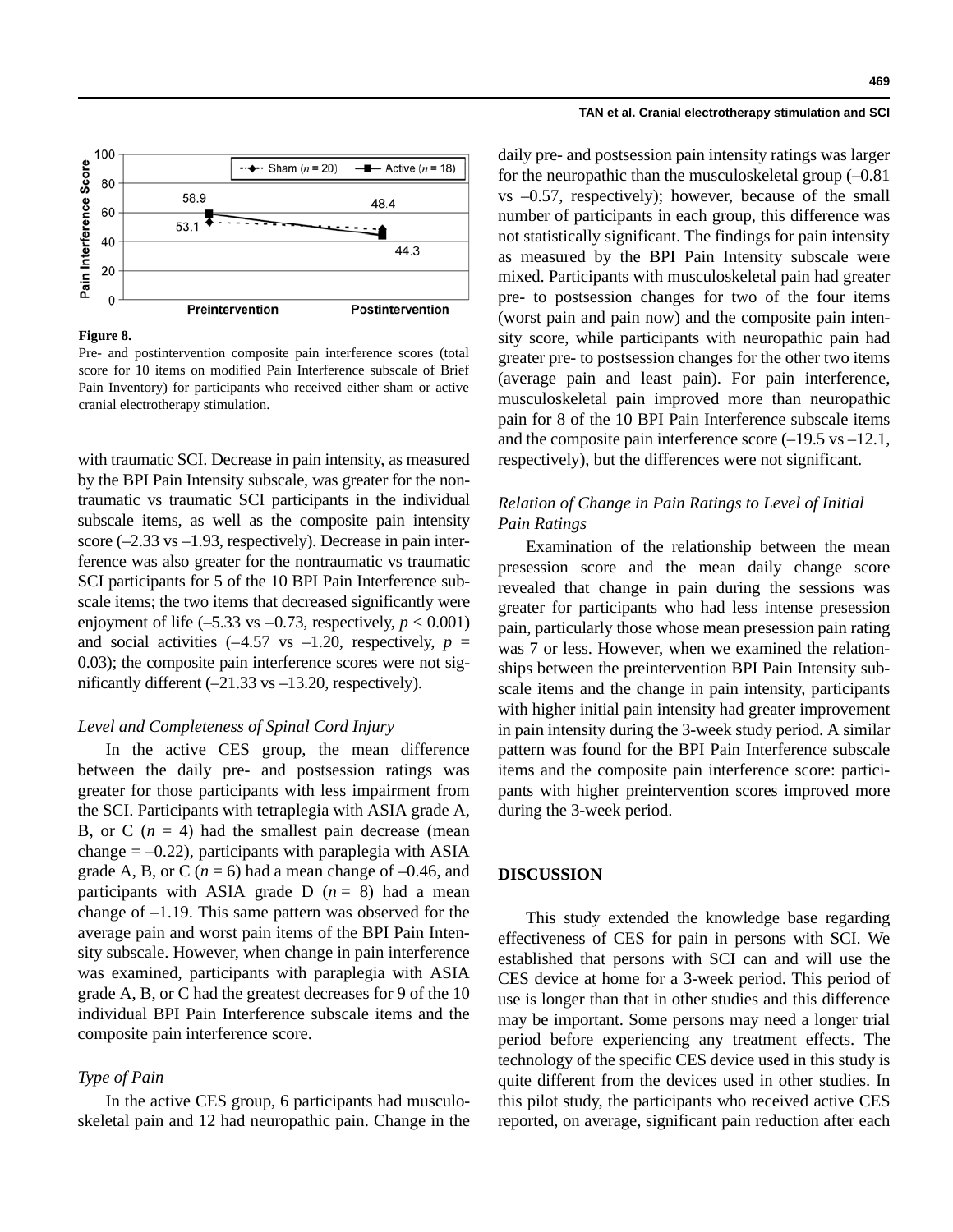100
80
60
40
20
0
Pain Interference Score
Sham ($n$ = 20)
Active ($n$ = 18)
58.9
53.1
48.4
44.3
Preintervention
Postintervention

**Figure 8.**

Pre- and postintervention composite pain interference scores (total score for 10 items on modified Pain Interference subscale of Brief Pain Inventory) for participants who received either sham or active cranial electrotherapy stimulation.

with traumatic SCI. Decrease in pain intensity, as measured by the BPI Pain Intensity subscale, was greater for the nontraumatic vs traumatic SCI participants in the individual subscale items, as well as the composite pain intensity score (–2.33 vs –1.93, respectively). Decrease in pain interference was also greater for the nontraumatic vs traumatic SCI participants for 5 of the 10 BPI Pain Interference subscale items; the two items that decreased significantly were enjoyment of life (–5.33 vs –0.73, respectively, $p < 0.001$) and social activities (–4.57 vs –1.20, respectively, $p = 0.03$); the composite pain interference scores were not significantly different (–21.33 vs –13.20, respectively).

### *Level and Completeness of Spinal Cord Injury*

In the active CES group, the mean difference between the daily pre- and postsession ratings was greater for those participants with less impairment from the SCI. Participants with tetraplegia with ASIA grade A, B, or C ($n$ = 4) had the smallest pain decrease (mean change = –0.22), participants with paraplegia with ASIA grade A, B, or C ($n$ = 6) had a mean change of –0.46, and participants with ASIA grade D ($n$ = 8) had a mean change of –1.19. This same pattern was observed for the average pain and worst pain items of the BPI Pain Intensity subscale. However, when change in pain interference was examined, participants with paraplegia with ASIA grade A, B, or C had the greatest decreases for 9 of the 10 individual BPI Pain Interference subscale items and the composite pain interference score.

### *Type of Pain*

In the active CES group, 6 participants had musculoskeletal pain and 12 had neuropathic pain. Change in the daily pre- and postsession pain intensity ratings was larger for the neuropathic than the musculoskeletal group (–0.81 vs –0.57, respectively); however, because of the small number of participants in each group, this difference was not statistically significant. The findings for pain intensity as measured by the BPI Pain Intensity subscale were mixed. Participants with musculoskeletal pain had greater pre- to postsession changes for two of the four items (worst pain and pain now) and the composite pain intensity score, while participants with neuropathic pain had greater pre- to postsession changes for the other two items (average pain and least pain). For pain interference, musculoskeletal pain improved more than neuropathic pain for 8 of the 10 BPI Pain Interference subscale items and the composite pain interference score (–19.5 vs –12.1, respectively), but the differences were not significant.

### *Relation of Change in Pain Ratings to Level of Initial Pain Ratings*

Examination of the relationship between the mean presession score and the mean daily change score revealed that change in pain during the sessions was greater for participants who had less intense presession pain, particularly those whose mean presession pain rating was 7 or less. However, when we examined the relationships between the preintervention BPI Pain Intensity subscale items and the change in pain intensity, participants with higher initial pain intensity had greater improvement in pain intensity during the 3-week study period. A similar pattern was found for the BPI Pain Interference subscale items and the composite pain interference score: participants with higher preintervention scores improved more during the 3-week period.

## DISCUSSION

This study extended the knowledge base regarding effectiveness of CES for pain in persons with SCI. We established that persons with SCI can and will use the CES device at home for a 3-week period. This period of use is longer than that in other studies and this difference may be important. Some persons may need a longer trial period before experiencing any treatment effects. The technology of the specific CES device used in this study is quite different from the devices used in other studies. In this pilot study, the participants who received active CES reported, on average, significant pain reduction after each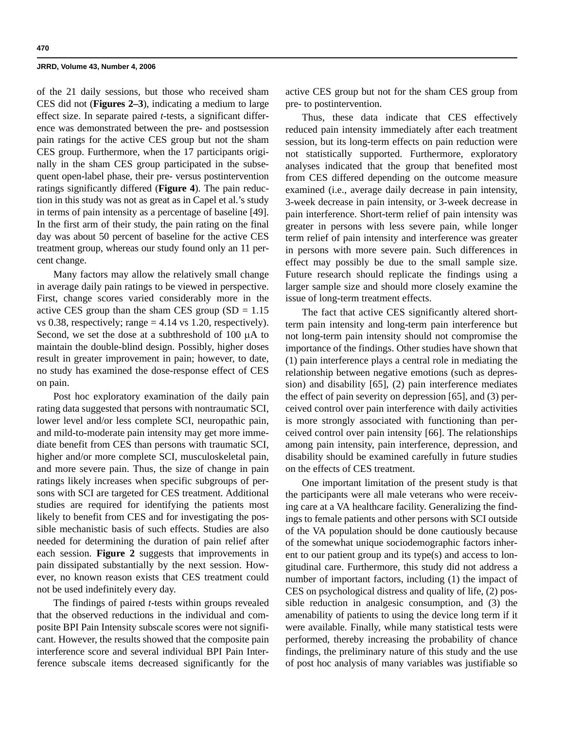of the 21 daily sessions, but those who received sham CES did not (**Figures 2–3**), indicating a medium to large effect size. In separate paired *t*-tests, a significant difference was demonstrated between the pre- and postsession pain ratings for the active CES group but not the sham CES group. Furthermore, when the 17 participants originally in the sham CES group participated in the subsequent open-label phase, their pre- versus postintervention ratings significantly differed (**Figure 4**). The pain reduction in this study was not as great as in Capel et al.'s study in terms of pain intensity as a percentage of baseline [49]. In the first arm of their study, the pain rating on the final day was about 50 percent of baseline for the active CES treatment group, whereas our study found only an 11 percent change.

Many factors may allow the relatively small change in average daily pain ratings to be viewed in perspective. First, change scores varied considerably more in the active CES group than the sham CES group (SD = 1.15 vs 0.38, respectively; range = 4.14 vs 1.20, respectively). Second, we set the dose at a subthreshold of 100 μA to maintain the double-blind design. Possibly, higher doses result in greater improvement in pain; however, to date, no study has examined the dose-response effect of CES on pain.

Post hoc exploratory examination of the daily pain rating data suggested that persons with nontraumatic SCI, lower level and/or less complete SCI, neuropathic pain, and mild-to-moderate pain intensity may get more immediate benefit from CES than persons with traumatic SCI, higher and/or more complete SCI, musculoskeletal pain, and more severe pain. Thus, the size of change in pain ratings likely increases when specific subgroups of persons with SCI are targeted for CES treatment. Additional studies are required for identifying the patients most likely to benefit from CES and for investigating the possible mechanistic basis of such effects. Studies are also needed for determining the duration of pain relief after each session. **Figure 2** suggests that improvements in pain dissipated substantially by the next session. However, no known reason exists that CES treatment could not be used indefinitely every day.

The findings of paired *t*-tests within groups revealed that the observed reductions in the individual and composite BPI Pain Intensity subscale scores were not significant. However, the results showed that the composite pain interference score and several individual BPI Pain Interference subscale items decreased significantly for the active CES group but not for the sham CES group from pre- to postintervention.

Thus, these data indicate that CES effectively reduced pain intensity immediately after each treatment session, but its long-term effects on pain reduction were not statistically supported. Furthermore, exploratory analyses indicated that the group that benefited most from CES differed depending on the outcome measure examined (i.e., average daily decrease in pain intensity, 3-week decrease in pain intensity, or 3-week decrease in pain interference. Short-term relief of pain intensity was greater in persons with less severe pain, while longer term relief of pain intensity and interference was greater in persons with more severe pain. Such differences in effect may possibly be due to the small sample size. Future research should replicate the findings using a larger sample size and should more closely examine the issue of long-term treatment effects.

The fact that active CES significantly altered short-term pain intensity and long-term pain interference but not long-term pain intensity should not compromise the importance of the findings. Other studies have shown that (1) pain interference plays a central role in mediating the relationship between negative emotions (such as depression) and disability [65], (2) pain interference mediates the effect of pain severity on depression [65], and (3) perceived control over pain interference with daily activities is more strongly associated with functioning than perceived control over pain intensity [66]. The relationships among pain intensity, pain interference, depression, and disability should be examined carefully in future studies on the effects of CES treatment.

One important limitation of the present study is that the participants were all male veterans who were receiving care at a VA healthcare facility. Generalizing the findings to female patients and other persons with SCI outside of the VA population should be done cautiously because of the somewhat unique sociodemographic factors inherent to our patient group and its type(s) and access to longitudinal care. Furthermore, this study did not address a number of important factors, including (1) the impact of CES on psychological distress and quality of life, (2) possible reduction in analgesic consumption, and (3) the amenability of patients to using the device long term if it were available. Finally, while many statistical tests were performed, thereby increasing the probability of chance findings, the preliminary nature of this study and the use of post hoc analysis of many variables was justifiable so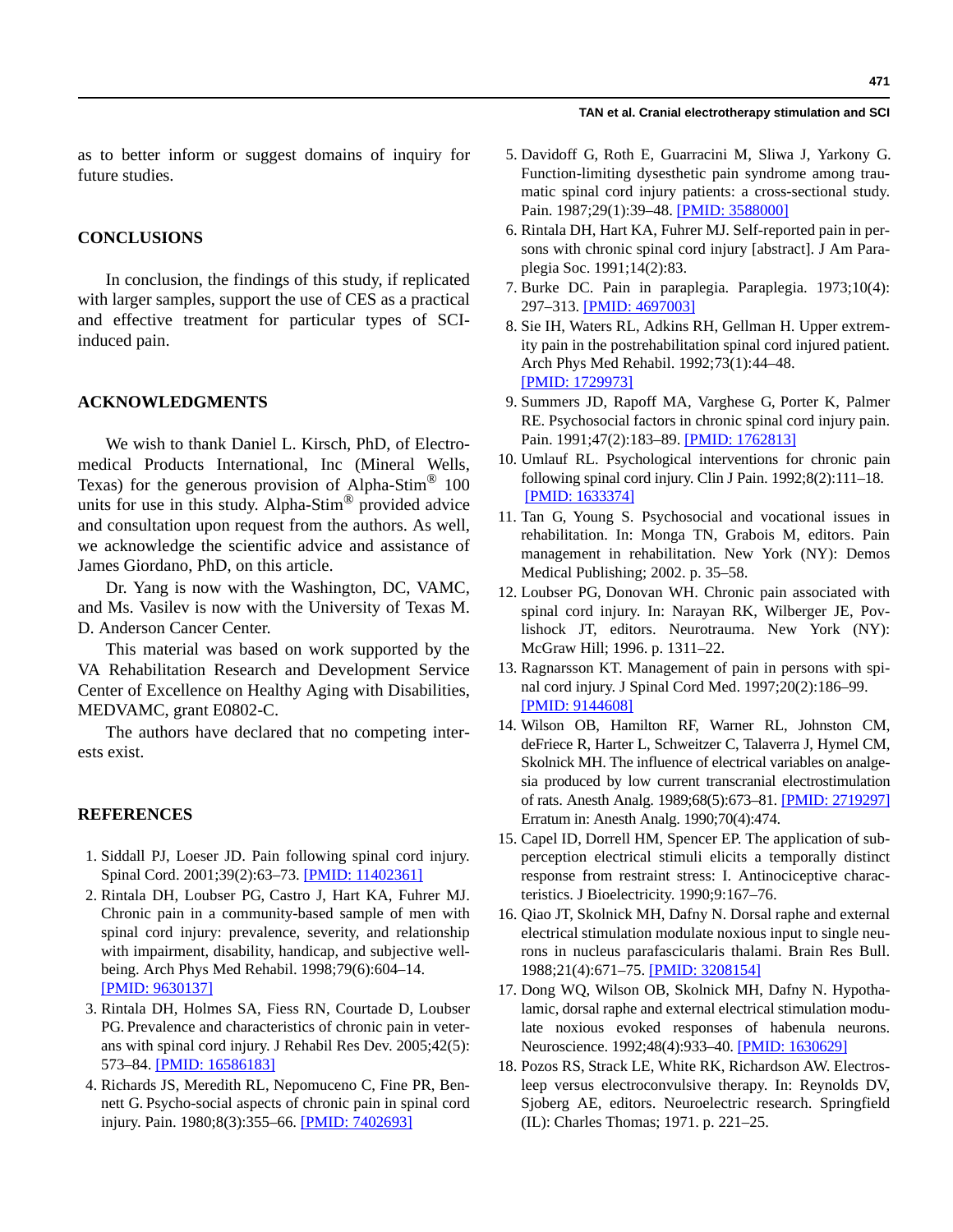as to better inform or suggest domains of inquiry for future studies.

## CONCLUSIONS

In conclusion, the findings of this study, if replicated with larger samples, support the use of CES as a practical and effective treatment for particular types of SCI-induced pain.

## ACKNOWLEDGMENTS

We wish to thank Daniel L. Kirsch, PhD, of Electromedical Products International, Inc (Mineral Wells, Texas) for the generous provision of Alpha-Stim® 100 units for use in this study. Alpha-Stim® provided advice and consultation upon request from the authors. As well, we acknowledge the scientific advice and assistance of James Giordano, PhD, on this article.

Dr. Yang is now with the Washington, DC, VAMC, and Ms. Vasilev is now with the University of Texas M. D. Anderson Cancer Center.

This material was based on work supported by the VA Rehabilitation Research and Development Service Center of Excellence on Healthy Aging with Disabilities, MEDVAMC, grant E0802-C.

The authors have declared that no competing interests exist.

## REFERENCES

1. Siddall PJ, Loeser JD. Pain following spinal cord injury. Spinal Cord. 2001;39(2):63–73. [PMID: 11402361]
2. Rintala DH, Loubser PG, Castro J, Hart KA, Fuhrer MJ. Chronic pain in a community-based sample of men with spinal cord injury: prevalence, severity, and relationship with impairment, disability, handicap, and subjective well-being. Arch Phys Med Rehabil. 1998;79(6):604–14. [PMID: 9630137]
3. Rintala DH, Holmes SA, Fiess RN, Courtade D, Loubser PG. Prevalence and characteristics of chronic pain in veterans with spinal cord injury. J Rehabil Res Dev. 2005;42(5):573–84. [PMID: 16586183]
4. Richards JS, Meredith RL, Nepomuceno C, Fine PR, Bennett G. Psycho-social aspects of chronic pain in spinal cord injury. Pain. 1980;8(3):355–66. [PMID: 7402693]
5. Davidoff G, Roth E, Guarracini M, Sliwa J, Yarkony G. Function-limiting dysesthetic pain syndrome among traumatic spinal cord injury patients: a cross-sectional study. Pain. 1987;29(1):39–48. [PMID: 3588000]
6. Rintala DH, Hart KA, Fuhrer MJ. Self-reported pain in persons with chronic spinal cord injury [abstract]. J Am Paraplegia Soc. 1991;14(2):83.
7. Burke DC. Pain in paraplegia. Paraplegia. 1973;10(4):297–313. [PMID: 4697003]
8. Sie IH, Waters RL, Adkins RH, Gellman H. Upper extremity pain in the postrehabilitation spinal cord injured patient. Arch Phys Med Rehabil. 1992;73(1):44–48. [PMID: 1729973]
9. Summers JD, Rapoff MA, Varghese G, Porter K, Palmer RE. Psychosocial factors in chronic spinal cord injury pain. Pain. 1991;47(2):183–89. [PMID: 1762813]
10. Umlauf RL. Psychological interventions for chronic pain following spinal cord injury. Clin J Pain. 1992;8(2):111–18. [PMID: 1633374]
11. Tan G, Young S. Psychosocial and vocational issues in rehabilitation. In: Monga TN, Grabois M, editors. Pain management in rehabilitation. New York (NY): Demos Medical Publishing; 2002. p. 35–58.
12. Loubser PG, Donovan WH. Chronic pain associated with spinal cord injury. In: Narayan RK, Wilberger JE, Povlishock JT, editors. Neurotrauma. New York (NY): McGraw Hill; 1996. p. 1311–22.
13. Ragnarsson KT. Management of pain in persons with spinal cord injury. J Spinal Cord Med. 1997;20(2):186–99. [PMID: 9144608]
14. Wilson OB, Hamilton RF, Warner RL, Johnston CM, deFriece R, Harter L, Schweitzer C, Talaverra J, Hymel CM, Skolnick MH. The influence of electrical variables on analgesia produced by low current transcranial electrostimulation of rats. Anesth Analg. 1989;68(5):673–81. [PMID: 2719297] Erratum in: Anesth Analg. 1990;70(4):474.
15. Capel ID, Dorrell HM, Spencer EP. The application of subperception electrical stimuli elicits a temporally distinct response from restraint stress: I. Antinociceptive characteristics. J Bioelectricity. 1990;9:167–76.
16. Qiao JT, Skolnick MH, Dafny N. Dorsal raphe and external electrical stimulation modulate noxious input to single neurons in nucleus parafascicularis thalami. Brain Res Bull. 1988;21(4):671–75. [PMID: 3208154]
17. Dong WQ, Wilson OB, Skolnick MH, Dafny N. Hypothalamic, dorsal raphe and external electrical stimulation modulate noxious evoked responses of habenula neurons. Neuroscience. 1992;48(4):933–40. [PMID: 1630629]
18. Pozos RS, Strack LE, White RK, Richardson AW. Electrosleep versus electroconvulsive therapy. In: Reynolds DV, Sjoberg AE, editors. Neuroelectric research. Springfield (IL): Charles Thomas; 1971. p. 221–25.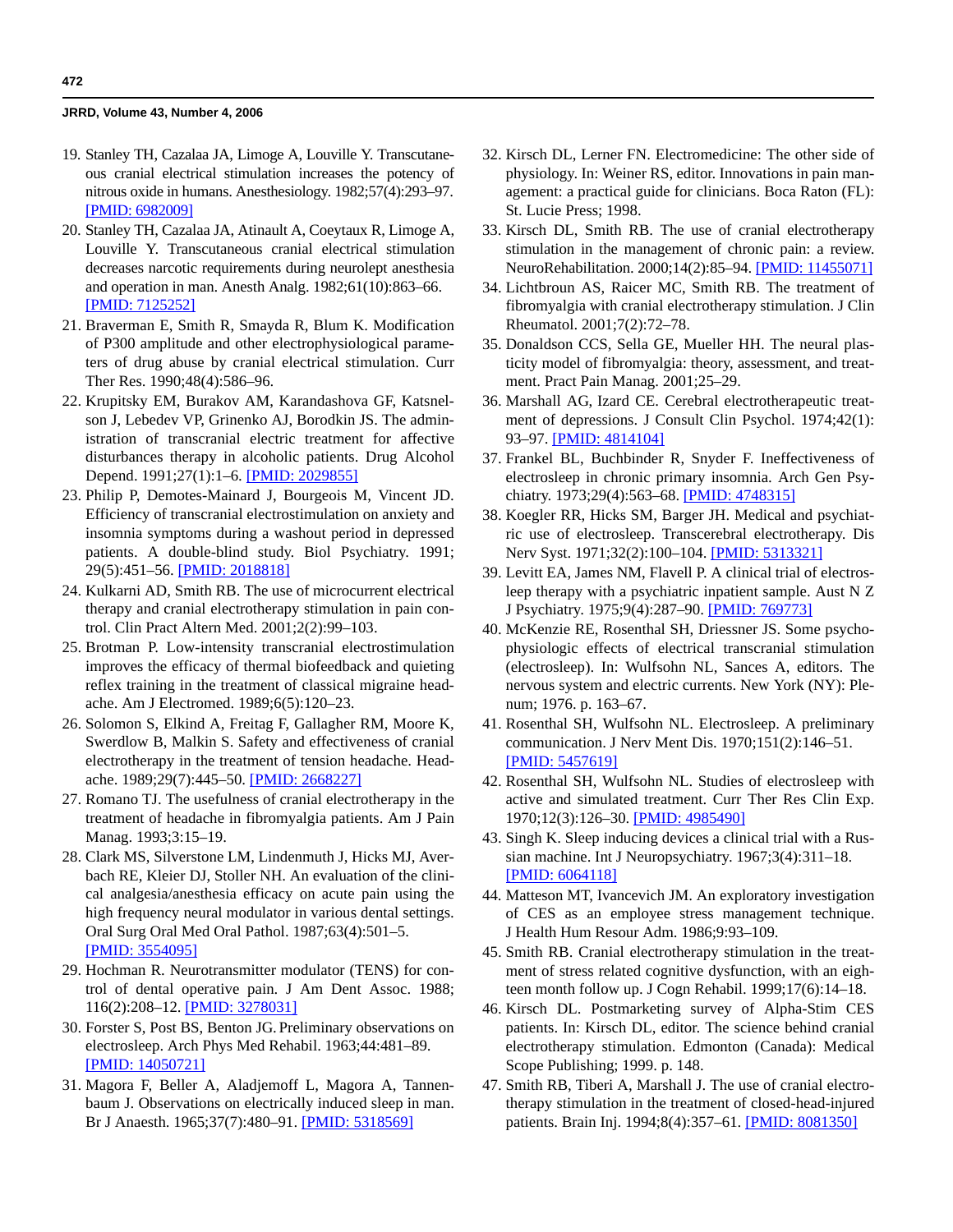19. Stanley TH, Cazalaa JA, Limoge A, Louville Y. Transcutaneous cranial electrical stimulation increases the potency of nitrous oxide in humans. Anesthesiology. 1982;57(4):293–97. [PMID: 6982009]
20. Stanley TH, Cazalaa JA, Atinault A, Coeytaux R, Limoge A, Louville Y. Transcutaneous cranial electrical stimulation decreases narcotic requirements during neurolept anesthesia and operation in man. Anesth Analg. 1982;61(10):863–66. [PMID: 7125252]
21. Braverman E, Smith R, Smayda R, Blum K. Modification of P300 amplitude and other electrophysiological parameters of drug abuse by cranial electrical stimulation. Curr Ther Res. 1990;48(4):586–96.
22. Krupitsky EM, Burakov AM, Karandashova GF, Katsnelson J, Lebedev VP, Grinenko AJ, Borodkin JS. The administration of transcranial electric treatment for affective disturbances therapy in alcoholic patients. Drug Alcohol Depend. 1991;27(1):1–6. [PMID: 2029855]
23. Philip P, Demotes-Mainard J, Bourgeois M, Vincent JD. Efficiency of transcranial electrostimulation on anxiety and insomnia symptoms during a washout period in depressed patients. A double-blind study. Biol Psychiatry. 1991; 29(5):451–56. [PMID: 2018818]
24. Kulkarni AD, Smith RB. The use of microcurrent electrical therapy and cranial electrotherapy stimulation in pain control. Clin Pract Altern Med. 2001;2(2):99–103.
25. Brotman P. Low-intensity transcranial electrostimulation improves the efficacy of thermal biofeedback and quieting reflex training in the treatment of classical migraine headache. Am J Electromed. 1989;6(5):120–23.
26. Solomon S, Elkind A, Freitag F, Gallagher RM, Moore K, Swerdlow B, Malkin S. Safety and effectiveness of cranial electrotherapy in the treatment of tension headache. Headache. 1989;29(7):445–50. [PMID: 2668227]
27. Romano TJ. The usefulness of cranial electrotherapy in the treatment of headache in fibromyalgia patients. Am J Pain Manag. 1993;3:15–19.
28. Clark MS, Silverstone LM, Lindenmuth J, Hicks MJ, Averbach RE, Kleier DJ, Stoller NH. An evaluation of the clinical analgesia/anesthesia efficacy on acute pain using the high frequency neural modulator in various dental settings. Oral Surg Oral Med Oral Pathol. 1987;63(4):501–5. [PMID: 3554095]
29. Hochman R. Neurotransmitter modulator (TENS) for control of dental operative pain. J Am Dent Assoc. 1988; 116(2):208–12. [PMID: 3278031]
30. Forster S, Post BS, Benton JG. Preliminary observations on electrosleep. Arch Phys Med Rehabil. 1963;44:481–89. [PMID: 14050721]
31. Magora F, Beller A, Aladjemoff L, Magora A, Tannenbaum J. Observations on electrically induced sleep in man. Br J Anaesth. 1965;37(7):480–91. [PMID: 5318569]
32. Kirsch DL, Lerner FN. Electromedicine: The other side of physiology. In: Weiner RS, editor. Innovations in pain management: a practical guide for clinicians. Boca Raton (FL): St. Lucie Press; 1998.
33. Kirsch DL, Smith RB. The use of cranial electrotherapy stimulation in the management of chronic pain: a review. NeuroRehabilitation. 2000;14(2):85–94. [PMID: 11455071]
34. Lichtbroun AS, Raicer MC, Smith RB. The treatment of fibromyalgia with cranial electrotherapy stimulation. J Clin Rheumatol. 2001;7(2):72–78.
35. Donaldson CCS, Sella GE, Mueller HH. The neural plasticity model of fibromyalgia: theory, assessment, and treatment. Pract Pain Manag. 2001;25–29.
36. Marshall AG, Izard CE. Cerebral electrotherapeutic treatment of depressions. J Consult Clin Psychol. 1974;42(1): 93–97. [PMID: 4814104]
37. Frankel BL, Buchbinder R, Snyder F. Ineffectiveness of electrosleep in chronic primary insomnia. Arch Gen Psychiatry. 1973;29(4):563–68. [PMID: 4748315]
38. Koegler RR, Hicks SM, Barger JH. Medical and psychiatric use of electrosleep. Transcerebral electrotherapy. Dis Nerv Syst. 1971;32(2):100–104. [PMID: 5313321]
39. Levitt EA, James NM, Flavell P. A clinical trial of electrosleep therapy with a psychiatric inpatient sample. Aust N Z J Psychiatry. 1975;9(4):287–90. [PMID: 769773]
40. McKenzie RE, Rosenthal SH, Driessner JS. Some psychophysiologic effects of electrical transcranial stimulation (electrosleep). In: Wulfsohn NL, Sances A, editors. The nervous system and electric currents. New York (NY): Plenum; 1976. p. 163–67.
41. Rosenthal SH, Wulfsohn NL. Electrosleep. A preliminary communication. J Nerv Ment Dis. 1970;151(2):146–51. [PMID: 5457619]
42. Rosenthal SH, Wulfsohn NL. Studies of electrosleep with active and simulated treatment. Curr Ther Res Clin Exp. 1970;12(3):126–30. [PMID: 4985490]
43. Singh K. Sleep inducing devices a clinical trial with a Russian machine. Int J Neuropsychiatry. 1967;3(4):311–18. [PMID: 6064118]
44. Matteson MT, Ivancevich JM. An exploratory investigation of CES as an employee stress management technique. J Health Hum Resour Adm. 1986;9:93–109.
45. Smith RB. Cranial electrotherapy stimulation in the treatment of stress related cognitive dysfunction, with an eighteen month follow up. J Cogn Rehabil. 1999;17(6):14–18.
46. Kirsch DL. Postmarketing survey of Alpha-Stim CES patients. In: Kirsch DL, editor. The science behind cranial electrotherapy stimulation. Edmonton (Canada): Medical Scope Publishing; 1999. p. 148.
47. Smith RB, Tiberi A, Marshall J. The use of cranial electrotherapy stimulation in the treatment of closed-head-injured patients. Brain Inj. 1994;8(4):357–61. [PMID: 8081350]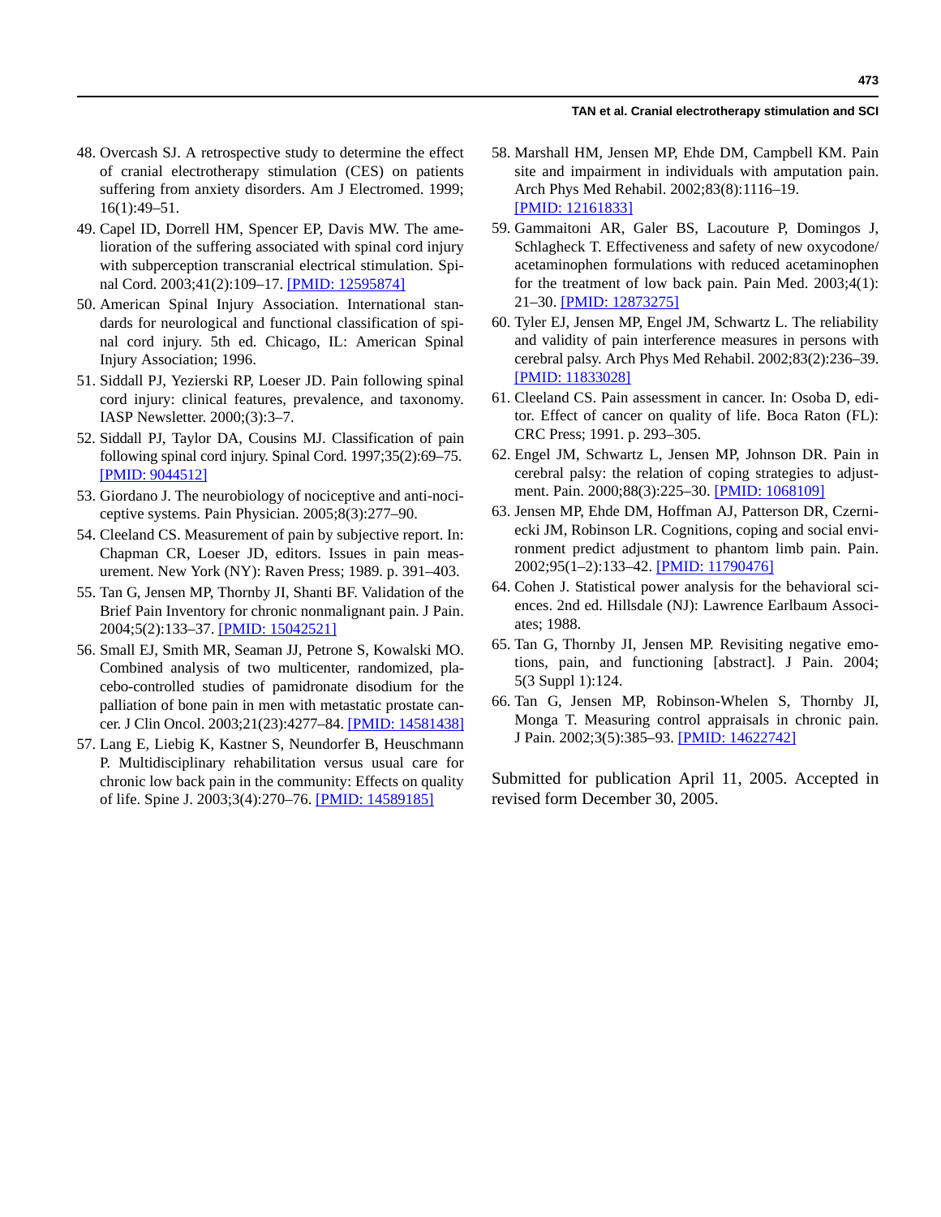48. Overcash SJ. A retrospective study to determine the effect of cranial electrotherapy stimulation (CES) on patients suffering from anxiety disorders. Am J Electromed. 1999; 16(1):49–51.
49. Capel ID, Dorrell HM, Spencer EP, Davis MW. The amelioration of the suffering associated with spinal cord injury with subperception transcranial electrical stimulation. Spinal Cord. 2003;41(2):109–17. [PMID: 12595874]
50. American Spinal Injury Association. International standards for neurological and functional classification of spinal cord injury. 5th ed. Chicago, IL: American Spinal Injury Association; 1996.
51. Siddall PJ, Yezierski RP, Loeser JD. Pain following spinal cord injury: clinical features, prevalence, and taxonomy. IASP Newsletter. 2000;(3):3–7.
52. Siddall PJ, Taylor DA, Cousins MJ. Classification of pain following spinal cord injury. Spinal Cord. 1997;35(2):69–75. [PMID: 9044512]
53. Giordano J. The neurobiology of nociceptive and anti-nociceptive systems. Pain Physician. 2005;8(3):277–90.
54. Cleeland CS. Measurement of pain by subjective report. In: Chapman CR, Loeser JD, editors. Issues in pain measurement. New York (NY): Raven Press; 1989. p. 391–403.
55. Tan G, Jensen MP, Thornby JI, Shanti BF. Validation of the Brief Pain Inventory for chronic nonmalignant pain. J Pain. 2004;5(2):133–37. [PMID: 15042521]
56. Small EJ, Smith MR, Seaman JJ, Petrone S, Kowalski MO. Combined analysis of two multicenter, randomized, placebo-controlled studies of pamidronate disodium for the palliation of bone pain in men with metastatic prostate cancer. J Clin Oncol. 2003;21(23):4277–84. [PMID: 14581438]
57. Lang E, Liebig K, Kastner S, Neundorfer B, Heuschmann P. Multidisciplinary rehabilitation versus usual care for chronic low back pain in the community: Effects on quality of life. Spine J. 2003;3(4):270–76. [PMID: 14589185]
58. Marshall HM, Jensen MP, Ehde DM, Campbell KM. Pain site and impairment in individuals with amputation pain. Arch Phys Med Rehabil. 2002;83(8):1116–19. [PMID: 12161833]
59. Gammaitoni AR, Galer BS, Lacouture P, Domingos J, Schlagheck T. Effectiveness and safety of new oxycodone/acetaminophen formulations with reduced acetaminophen for the treatment of low back pain. Pain Med. 2003;4(1): 21–30. [PMID: 12873275]
60. Tyler EJ, Jensen MP, Engel JM, Schwartz L. The reliability and validity of pain interference measures in persons with cerebral palsy. Arch Phys Med Rehabil. 2002;83(2):236–39. [PMID: 11833028]
61. Cleeland CS. Pain assessment in cancer. In: Osoba D, editor. Effect of cancer on quality of life. Boca Raton (FL): CRC Press; 1991. p. 293–305.
62. Engel JM, Schwartz L, Jensen MP, Johnson DR. Pain in cerebral palsy: the relation of coping strategies to adjustment. Pain. 2000;88(3):225–30. [PMID: 1068109]
63. Jensen MP, Ehde DM, Hoffman AJ, Patterson DR, Czerniecki JM, Robinson LR. Cognitions, coping and social environment predict adjustment to phantom limb pain. Pain. 2002;95(1–2):133–42. [PMID: 11790476]
64. Cohen J. Statistical power analysis for the behavioral sciences. 2nd ed. Hillsdale (NJ): Lawrence Earlbaum Associates; 1988.
65. Tan G, Thornby JI, Jensen MP. Revisiting negative emotions, pain, and functioning [abstract]. J Pain. 2004; 5(3 Suppl 1):124.
66. Tan G, Jensen MP, Robinson-Whelen S, Thornby JI, Monga T. Measuring control appraisals in chronic pain. J Pain. 2002;3(5):385–93. [PMID: 14622742]

Submitted for publication April 11, 2005. Accepted in revised form December 30, 2005.